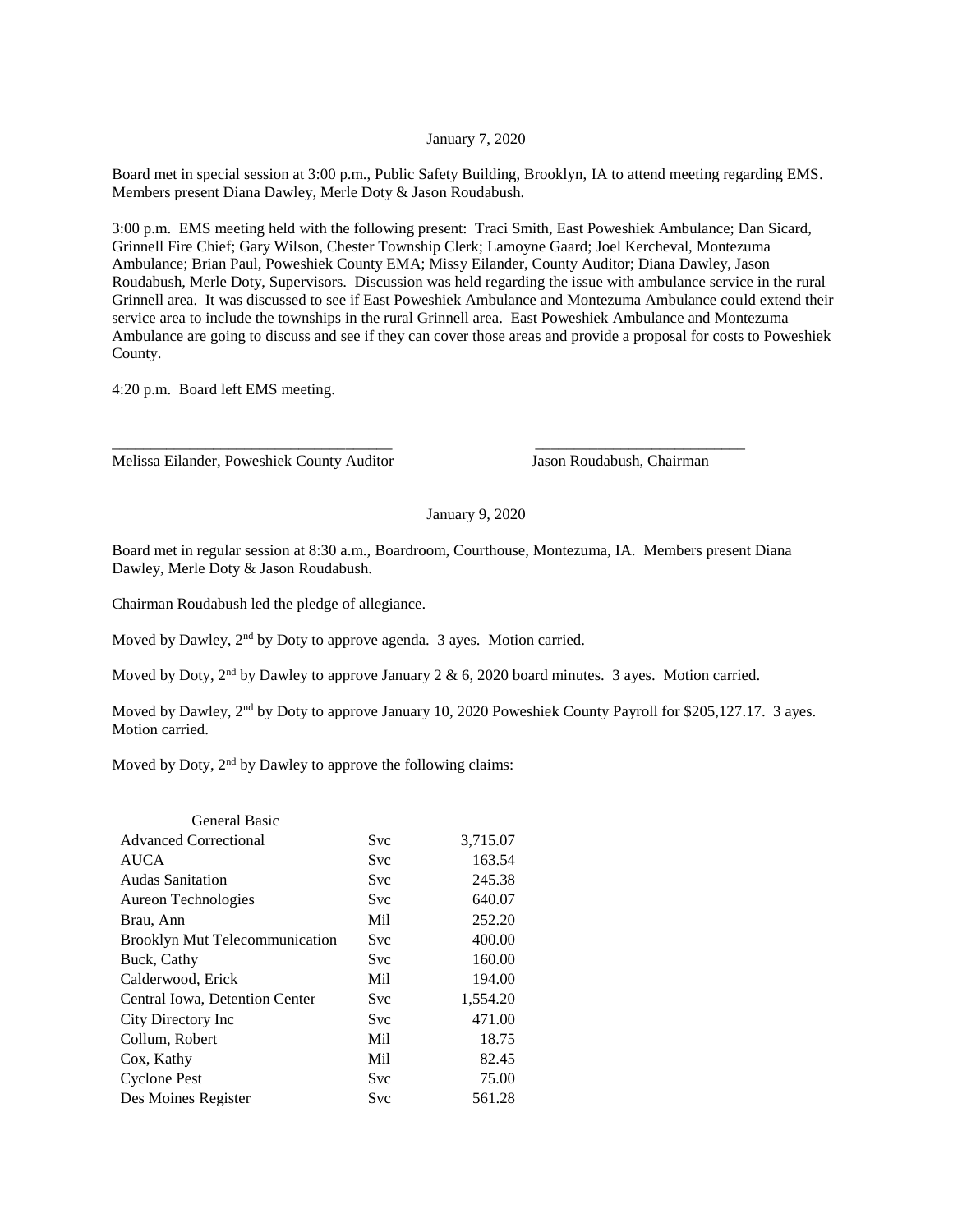January 7, 2020

Board met in special session at 3:00 p.m., Public Safety Building, Brooklyn, IA to attend meeting regarding EMS. Members present Diana Dawley, Merle Doty & Jason Roudabush.

3:00 p.m. EMS meeting held with the following present: Traci Smith, East Poweshiek Ambulance; Dan Sicard, Grinnell Fire Chief; Gary Wilson, Chester Township Clerk; Lamoyne Gaard; Joel Kercheval, Montezuma Ambulance; Brian Paul, Poweshiek County EMA; Missy Eilander, County Auditor; Diana Dawley, Jason Roudabush, Merle Doty, Supervisors. Discussion was held regarding the issue with ambulance service in the rural Grinnell area. It was discussed to see if East Poweshiek Ambulance and Montezuma Ambulance could extend their service area to include the townships in the rural Grinnell area. East Poweshiek Ambulance and Montezuma Ambulance are going to discuss and see if they can cover those areas and provide a proposal for costs to Poweshiek County.

4:20 p.m. Board left EMS meeting.

\_\_\_\_\_\_\_\_\_\_\_\_\_\_\_\_\_\_\_\_\_\_\_\_\_\_\_\_\_\_\_\_\_\_\_ \_\_\_\_\_\_\_\_\_\_\_\_\_\_\_\_\_\_\_\_\_\_\_\_\_\_

Melissa Eilander, Poweshiek County Auditor Jason Roudabush, Chairman

January 9, 2020

Board met in regular session at 8:30 a.m., Boardroom, Courthouse, Montezuma, IA. Members present Diana Dawley, Merle Doty & Jason Roudabush.

Chairman Roudabush led the pledge of allegiance.

Moved by Dawley, 2nd by Doty to approve agenda. 3 ayes. Motion carried.

Moved by Doty, 2nd by Dawley to approve January 2 & 6, 2020 board minutes. 3 ayes. Motion carried.

Moved by Dawley, 2nd by Doty to approve January 10, 2020 Poweshiek County Payroll for $205,127.17. 3 ayes. Motion carried.

Moved by Doty, 2nd by Dawley to approve the following claims:

| General Basic | | |
|---|---|---|
| Advanced Correctional | Svc | 3,715.07 |
| AUCA | Svc | 163.54 |
| Audas Sanitation | Svc | 245.38 |
| Aureon Technologies | Svc | 640.07 |
| Brau, Ann | Mil | 252.20 |
| Brooklyn Mut Telecommunication | Svc | 400.00 |
| Buck, Cathy | Svc | 160.00 |
| Calderwood, Erick | Mil | 194.00 |
| Central Iowa, Detention Center | Svc | 1,554.20 |
| City Directory Inc | Svc | 471.00 |
| Collum, Robert | Mil | 18.75 |
| Cox, Kathy | Mil | 82.45 |
| Cyclone Pest | Svc | 75.00 |
| Des Moines Register | Svc | 561.28 |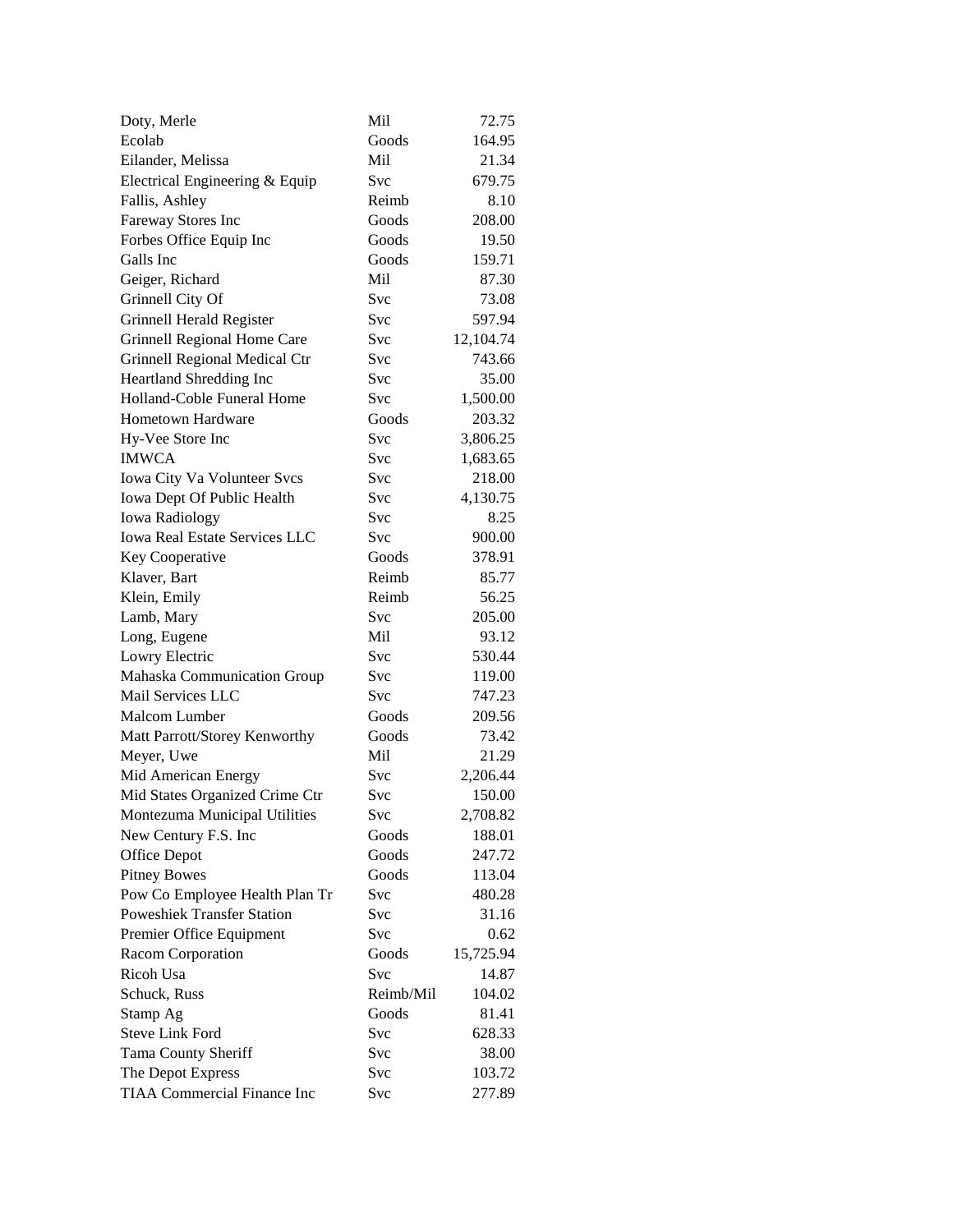| | | |
|---|---|---|
| Doty, Merle | Mil | 72.75 |
| Ecolab | Goods | 164.95 |
| Eilander, Melissa | Mil | 21.34 |
| Electrical Engineering & Equip | Svc | 679.75 |
| Fallis, Ashley | Reimb | 8.10 |
| Fareway Stores Inc | Goods | 208.00 |
| Forbes Office Equip Inc | Goods | 19.50 |
| Galls Inc | Goods | 159.71 |
| Geiger, Richard | Mil | 87.30 |
| Grinnell City Of | Svc | 73.08 |
| Grinnell Herald Register | Svc | 597.94 |
| Grinnell Regional Home Care | Svc | 12,104.74 |
| Grinnell Regional Medical Ctr | Svc | 743.66 |
| Heartland Shredding Inc | Svc | 35.00 |
| Holland-Coble Funeral Home | Svc | 1,500.00 |
| Hometown Hardware | Goods | 203.32 |
| Hy-Vee Store Inc | Svc | 3,806.25 |
| IMWCA | Svc | 1,683.65 |
| Iowa City Va Volunteer Svcs | Svc | 218.00 |
| Iowa Dept Of Public Health | Svc | 4,130.75 |
| Iowa Radiology | Svc | 8.25 |
| Iowa Real Estate Services LLC | Svc | 900.00 |
| Key Cooperative | Goods | 378.91 |
| Klaver, Bart | Reimb | 85.77 |
| Klein, Emily | Reimb | 56.25 |
| Lamb, Mary | Svc | 205.00 |
| Long, Eugene | Mil | 93.12 |
| Lowry Electric | Svc | 530.44 |
| Mahaska Communication Group | Svc | 119.00 |
| Mail Services LLC | Svc | 747.23 |
| Malcom Lumber | Goods | 209.56 |
| Matt Parrott/Storey Kenworthy | Goods | 73.42 |
| Meyer, Uwe | Mil | 21.29 |
| Mid American Energy | Svc | 2,206.44 |
| Mid States Organized Crime Ctr | Svc | 150.00 |
| Montezuma Municipal Utilities | Svc | 2,708.82 |
| New Century F.S. Inc | Goods | 188.01 |
| Office Depot | Goods | 247.72 |
| Pitney Bowes | Goods | 113.04 |
| Pow Co Employee Health Plan Tr | Svc | 480.28 |
| Poweshiek Transfer Station | Svc | 31.16 |
| Premier Office Equipment | Svc | 0.62 |
| Racom Corporation | Goods | 15,725.94 |
| Ricoh Usa | Svc | 14.87 |
| Schuck, Russ | Reimb/Mil | 104.02 |
| Stamp Ag | Goods | 81.41 |
| Steve Link Ford | Svc | 628.33 |
| Tama County Sheriff | Svc | 38.00 |
| The Depot Express | Svc | 103.72 |
| TIAA Commercial Finance Inc | Svc | 277.89 |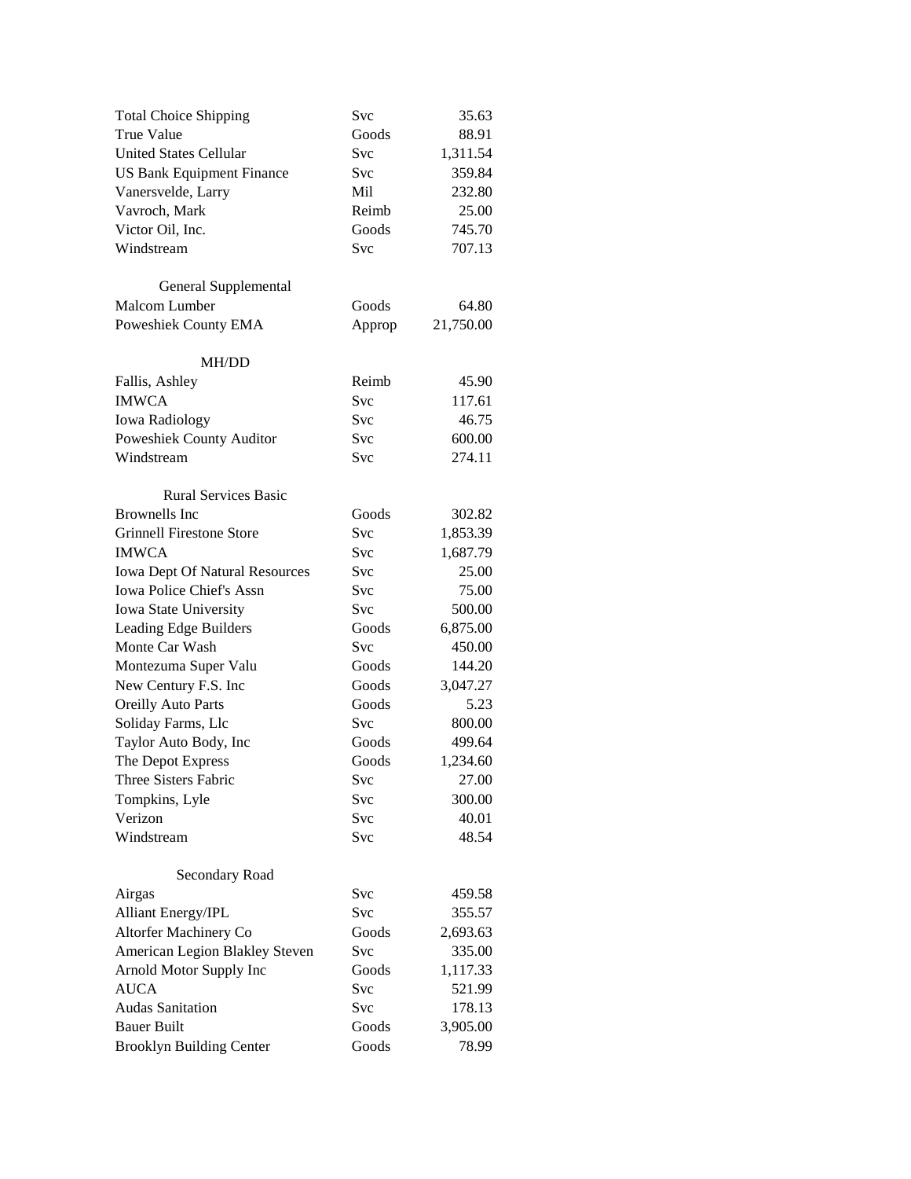| | | |
|---|---|---|
| Total Choice Shipping | Svc | 35.63 |
| True Value | Goods | 88.91 |
| United States Cellular | Svc | 1,311.54 |
| US Bank Equipment Finance | Svc | 359.84 |
| Vanersvelde, Larry | Mil | 232.80 |
| Vavroch, Mark | Reimb | 25.00 |
| Victor Oil, Inc. | Goods | 745.70 |
| Windstream | Svc | 707.13 |
| | | |
| General Supplemental | | |
| Malcom Lumber | Goods | 64.80 |
| Poweshiek County EMA | Approp | 21,750.00 |
| | | |
| MH/DD | | |
| Fallis, Ashley | Reimb | 45.90 |
| IMWCA | Svc | 117.61 |
| Iowa Radiology | Svc | 46.75 |
| Poweshiek County Auditor | Svc | 600.00 |
| Windstream | Svc | 274.11 |
| | | |
| Rural Services Basic | | |
| Brownells Inc | Goods | 302.82 |
| Grinnell Firestone Store | Svc | 1,853.39 |
| IMWCA | Svc | 1,687.79 |
| Iowa Dept Of Natural Resources | Svc | 25.00 |
| Iowa Police Chief's Assn | Svc | 75.00 |
| Iowa State University | Svc | 500.00 |
| Leading Edge Builders | Goods | 6,875.00 |
| Monte Car Wash | Svc | 450.00 |
| Montezuma Super Valu | Goods | 144.20 |
| New Century F.S. Inc | Goods | 3,047.27 |
| Oreilly Auto Parts | Goods | 5.23 |
| Soliday Farms, Llc | Svc | 800.00 |
| Taylor Auto Body, Inc | Goods | 499.64 |
| The Depot Express | Goods | 1,234.60 |
| Three Sisters Fabric | Svc | 27.00 |
| Tompkins, Lyle | Svc | 300.00 |
| Verizon | Svc | 40.01 |
| Windstream | Svc | 48.54 |
| | | |
| Secondary Road | | |
| Airgas | Svc | 459.58 |
| Alliant Energy/IPL | Svc | 355.57 |
| Altorfer Machinery Co | Goods | 2,693.63 |
| American Legion Blakley Steven | Svc | 335.00 |
| Arnold Motor Supply Inc | Goods | 1,117.33 |
| AUCA | Svc | 521.99 |
| Audas Sanitation | Svc | 178.13 |
| Bauer Built | Goods | 3,905.00 |
| Brooklyn Building Center | Goods | 78.99 |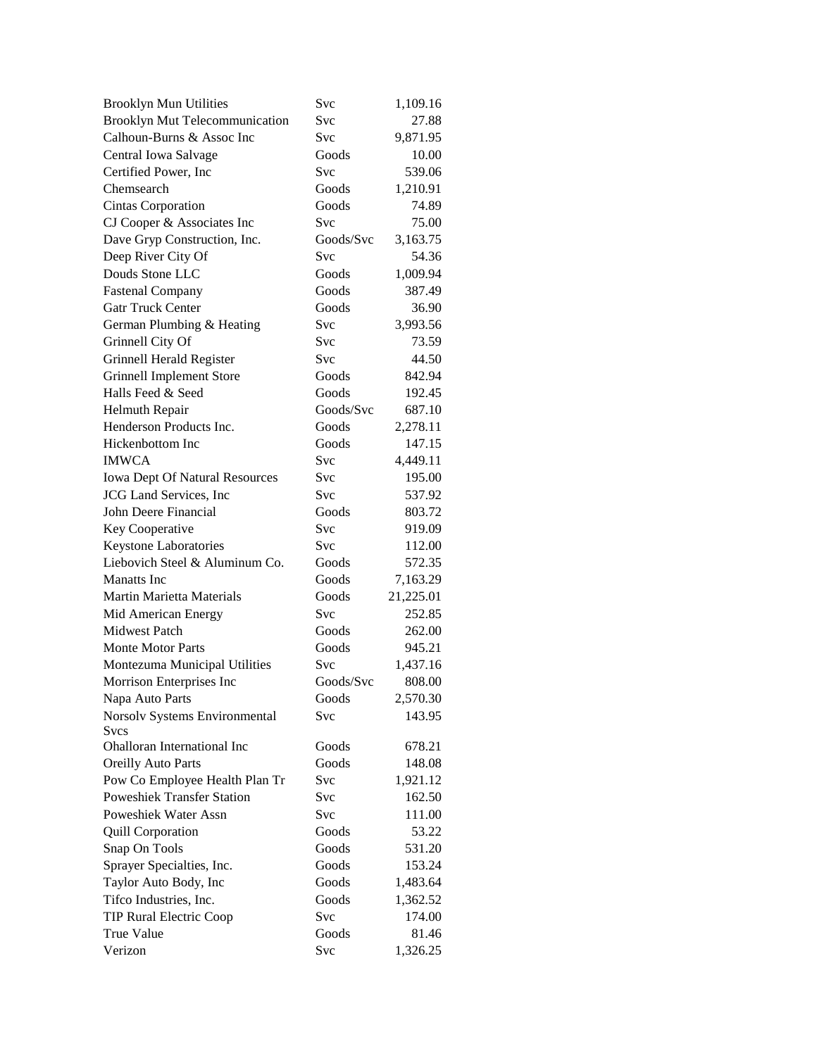| | | |
|---|---|---|
| Brooklyn Mun Utilities | Svc | 1,109.16 |
| Brooklyn Mut Telecommunication | Svc | 27.88 |
| Calhoun-Burns & Assoc Inc | Svc | 9,871.95 |
| Central Iowa Salvage | Goods | 10.00 |
| Certified Power, Inc | Svc | 539.06 |
| Chemsearch | Goods | 1,210.91 |
| Cintas Corporation | Goods | 74.89 |
| CJ Cooper & Associates Inc | Svc | 75.00 |
| Dave Gryp Construction, Inc. | Goods/Svc | 3,163.75 |
| Deep River City Of | Svc | 54.36 |
| Douds Stone LLC | Goods | 1,009.94 |
| Fastenal Company | Goods | 387.49 |
| Gatr Truck Center | Goods | 36.90 |
| German Plumbing & Heating | Svc | 3,993.56 |
| Grinnell City Of | Svc | 73.59 |
| Grinnell Herald Register | Svc | 44.50 |
| Grinnell Implement Store | Goods | 842.94 |
| Halls Feed & Seed | Goods | 192.45 |
| Helmuth Repair | Goods/Svc | 687.10 |
| Henderson Products Inc. | Goods | 2,278.11 |
| Hickenbottom Inc | Goods | 147.15 |
| IMWCA | Svc | 4,449.11 |
| Iowa Dept Of Natural Resources | Svc | 195.00 |
| JCG Land Services, Inc | Svc | 537.92 |
| John Deere Financial | Goods | 803.72 |
| Key Cooperative | Svc | 919.09 |
| Keystone Laboratories | Svc | 112.00 |
| Liebovich Steel & Aluminum Co. | Goods | 572.35 |
| Manatts Inc | Goods | 7,163.29 |
| Martin Marietta Materials | Goods | 21,225.01 |
| Mid American Energy | Svc | 252.85 |
| Midwest Patch | Goods | 262.00 |
| Monte Motor Parts | Goods | 945.21 |
| Montezuma Municipal Utilities | Svc | 1,437.16 |
| Morrison Enterprises Inc | Goods/Svc | 808.00 |
| Napa Auto Parts | Goods | 2,570.30 |
| Norsolv Systems Environmental Svcs | Svc | 143.95 |
| Ohalloran International Inc | Goods | 678.21 |
| Oreilly Auto Parts | Goods | 148.08 |
| Pow Co Employee Health Plan Tr | Svc | 1,921.12 |
| Poweshiek Transfer Station | Svc | 162.50 |
| Poweshiek Water Assn | Svc | 111.00 |
| Quill Corporation | Goods | 53.22 |
| Snap On Tools | Goods | 531.20 |
| Sprayer Specialties, Inc. | Goods | 153.24 |
| Taylor Auto Body, Inc | Goods | 1,483.64 |
| Tifco Industries, Inc. | Goods | 1,362.52 |
| TIP Rural Electric Coop | Svc | 174.00 |
| True Value | Goods | 81.46 |
| Verizon | Svc | 1,326.25 |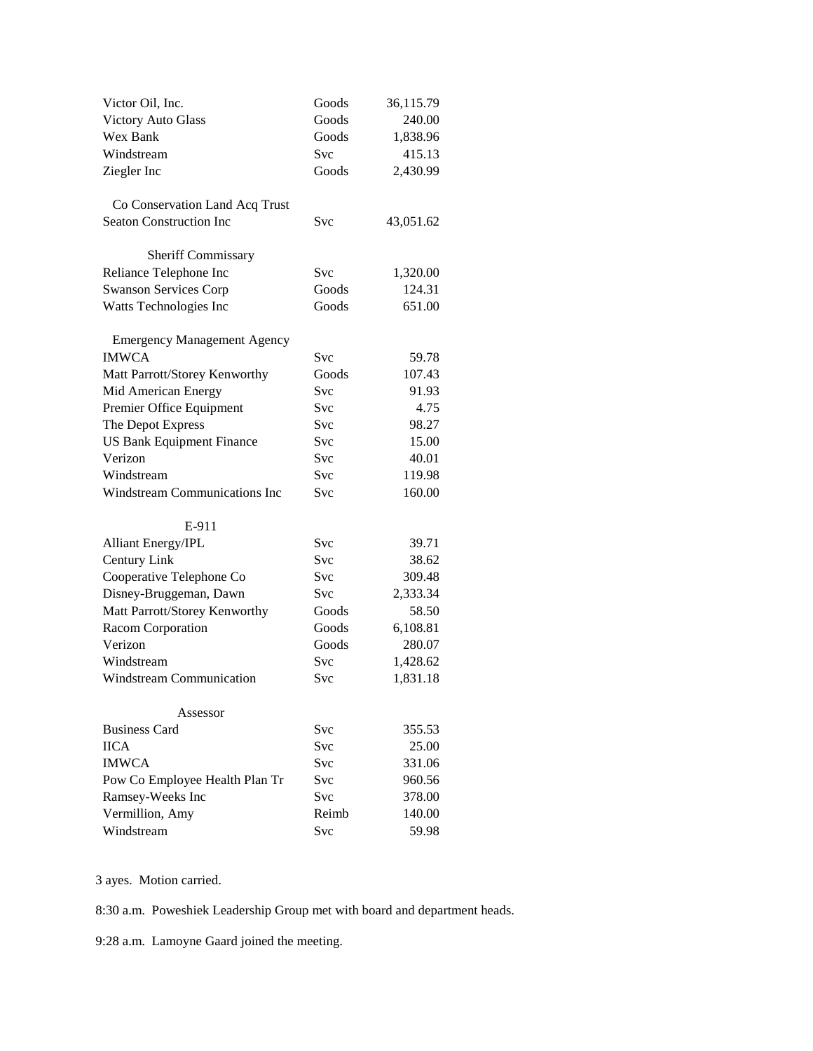| | | |
|---|---|---|
| Victor Oil, Inc. | Goods | 36,115.79 |
| Victory Auto Glass | Goods | 240.00 |
| Wex Bank | Goods | 1,838.96 |
| Windstream | Svc | 415.13 |
| Ziegler Inc | Goods | 2,430.99 |
| **Co Conservation Land Acq Trust** | | |
| Seaton Construction Inc | Svc | 43,051.62 |
| **Sheriff Commissary** | | |
| Reliance Telephone Inc | Svc | 1,320.00 |
| Swanson Services Corp | Goods | 124.31 |
| Watts Technologies Inc | Goods | 651.00 |
| **Emergency Management Agency** | | |
| IMWCA | Svc | 59.78 |
| Matt Parrott/Storey Kenworthy | Goods | 107.43 |
| Mid American Energy | Svc | 91.93 |
| Premier Office Equipment | Svc | 4.75 |
| The Depot Express | Svc | 98.27 |
| US Bank Equipment Finance | Svc | 15.00 |
| Verizon | Svc | 40.01 |
| Windstream | Svc | 119.98 |
| Windstream Communications Inc | Svc | 160.00 |
| **E-911** | | |
| Alliant Energy/IPL | Svc | 39.71 |
| Century Link | Svc | 38.62 |
| Cooperative Telephone Co | Svc | 309.48 |
| Disney-Bruggeman, Dawn | Svc | 2,333.34 |
| Matt Parrott/Storey Kenworthy | Goods | 58.50 |
| Racom Corporation | Goods | 6,108.81 |
| Verizon | Goods | 280.07 |
| Windstream | Svc | 1,428.62 |
| Windstream Communication | Svc | 1,831.18 |
| **Assessor** | | |
| Business Card | Svc | 355.53 |
| IICA | Svc | 25.00 |
| IMWCA | Svc | 331.06 |
| Pow Co Employee Health Plan Tr | Svc | 960.56 |
| Ramsey-Weeks Inc | Svc | 378.00 |
| Vermillion, Amy | Reimb | 140.00 |
| Windstream | Svc | 59.98 |

3 ayes. Motion carried.

8:30 a.m. Poweshiek Leadership Group met with board and department heads.

9:28 a.m. Lamoyne Gaard joined the meeting.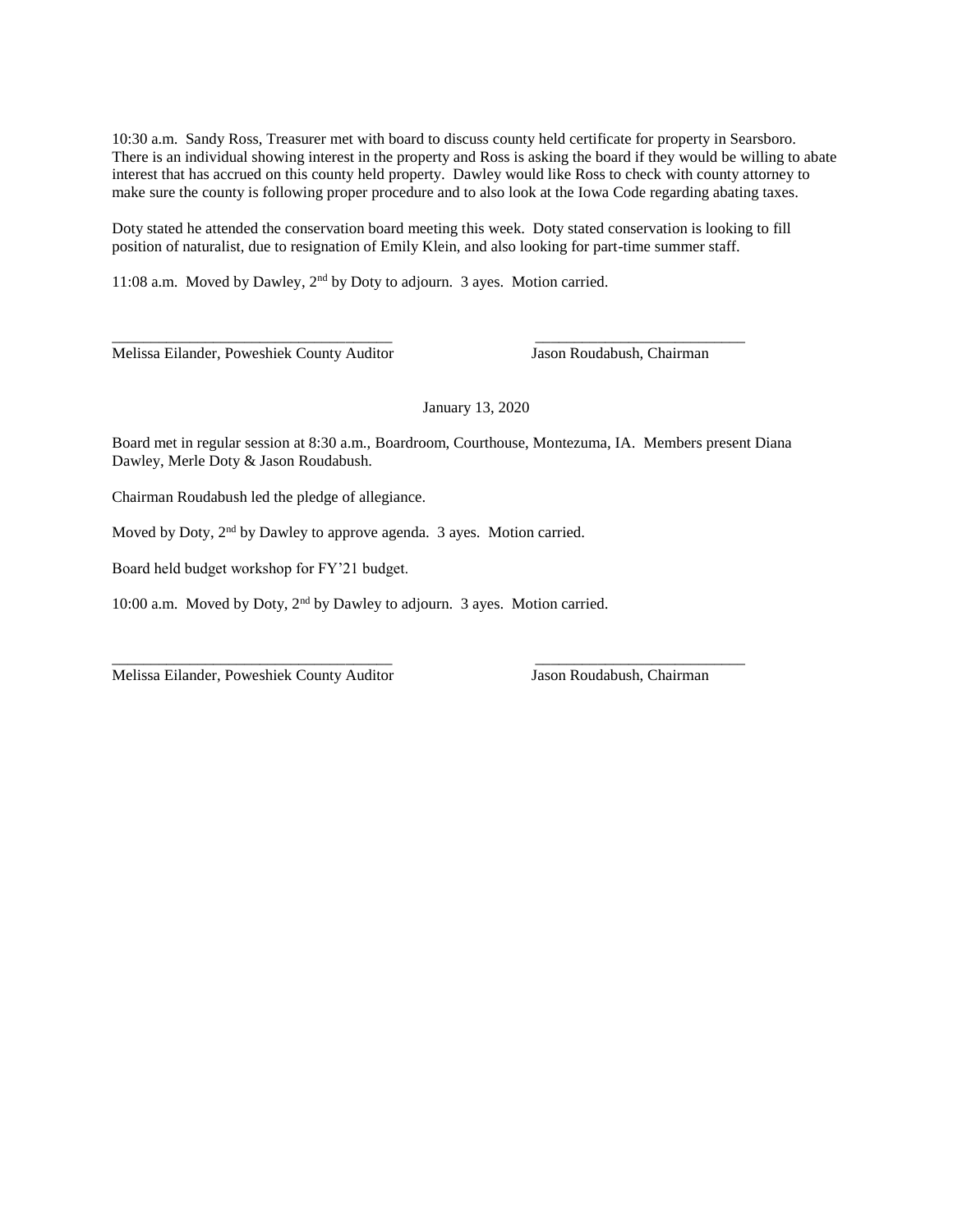10:30 a.m. Sandy Ross, Treasurer met with board to discuss county held certificate for property in Searsboro. There is an individual showing interest in the property and Ross is asking the board if they would be willing to abate interest that has accrued on this county held property. Dawley would like Ross to check with county attorney to make sure the county is following proper procedure and to also look at the Iowa Code regarding abating taxes.

Doty stated he attended the conservation board meeting this week. Doty stated conservation is looking to fill position of naturalist, due to resignation of Emily Klein, and also looking for part-time summer staff.

11:08 a.m. Moved by Dawley, 2nd by Doty to adjourn. 3 ayes. Motion carried.

\_\_\_\_\_\_\_\_\_\_\_\_\_\_\_\_\_\_\_\_\_\_\_\_\_\_\_\_\_\_\_\_\_\_\_\_ \_\_\_\_\_\_\_\_\_\_\_\_\_\_\_\_\_\_\_\_\_\_\_\_\_\_\_

Melissa Eilander, Poweshiek County Auditor Jason Roudabush, Chairman

January 13, 2020

Board met in regular session at 8:30 a.m., Boardroom, Courthouse, Montezuma, IA. Members present Diana Dawley, Merle Doty & Jason Roudabush.

Chairman Roudabush led the pledge of allegiance.

Moved by Doty, 2nd by Dawley to approve agenda. 3 ayes. Motion carried.

Board held budget workshop for FY'21 budget.

10:00 a.m. Moved by Doty, 2nd by Dawley to adjourn. 3 ayes. Motion carried.

\_\_\_\_\_\_\_\_\_\_\_\_\_\_\_\_\_\_\_\_\_\_\_\_\_\_\_\_\_\_\_\_\_\_\_\_ \_\_\_\_\_\_\_\_\_\_\_\_\_\_\_\_\_\_\_\_\_\_\_\_\_\_\_

Melissa Eilander, Poweshiek County Auditor Jason Roudabush, Chairman